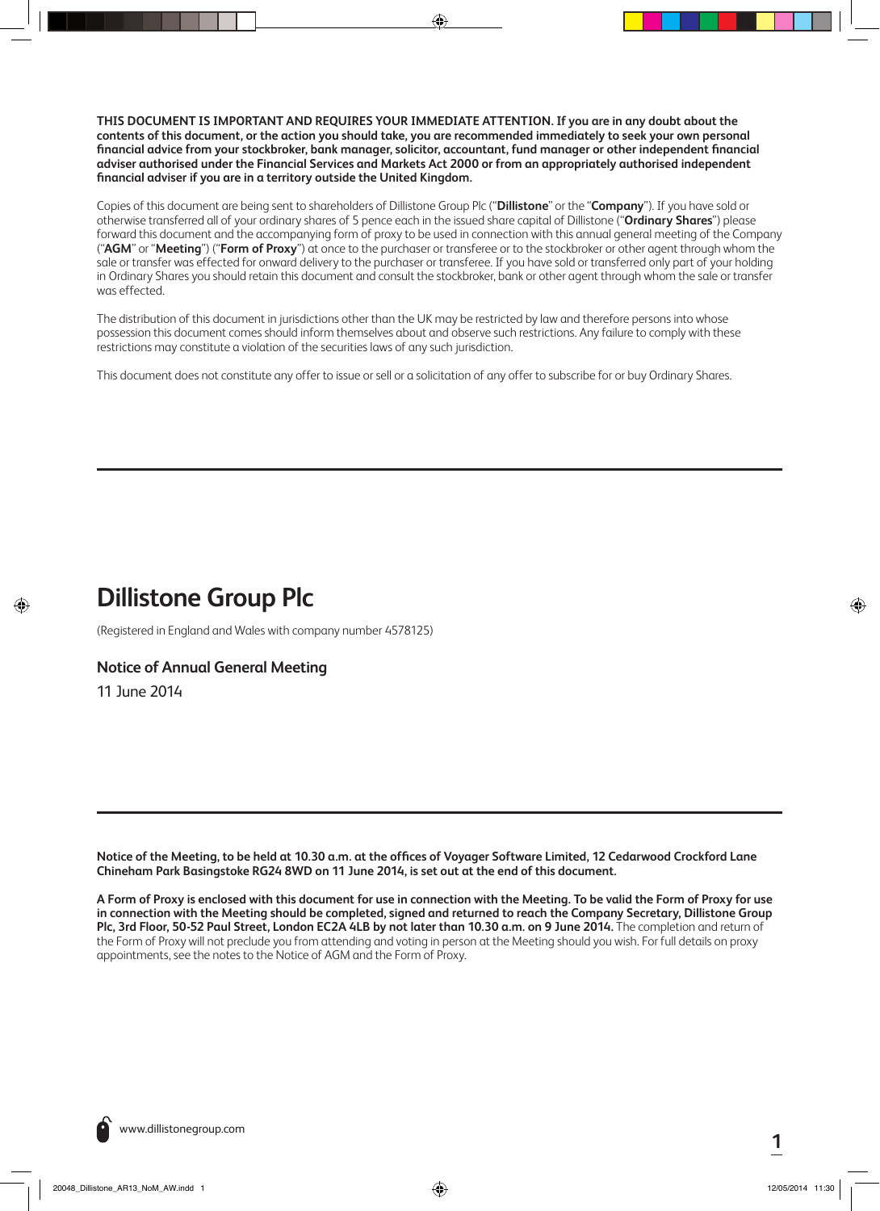**THIS DOCUMENT IS IMPORTANT AND REQUIRES YOUR IMMEDIATE ATTENTION. If you are in any doubt about the contents of this document, or the action you should take, you are recommended immediately to seek your own personal financial advice from your stockbroker, bank manager, solicitor, accountant, fund manager or other independent financial adviser authorised under the Financial Services and Markets Act 2000 or from an appropriately authorised independent financial adviser if you are in a territory outside the United Kingdom.**

Copies of this document are being sent to shareholders of Dillistone Group Plc ("**Dillistone**" or the "**Company**"). If you have sold or otherwise transferred all of your ordinary shares of 5 pence each in the issued share capital of Dillistone ("**Ordinary Shares**") please forward this document and the accompanying form of proxy to be used in connection with this annual general meeting of the Company ("**AGM**" or "**Meeting**") ("**Form of Proxy**") at once to the purchaser or transferee or to the stockbroker or other agent through whom the sale or transfer was effected for onward delivery to the purchaser or transferee. If you have sold or transferred only part of your holding in Ordinary Shares you should retain this document and consult the stockbroker, bank or other agent through whom the sale or transfer was effected.

The distribution of this document in jurisdictions other than the UK may be restricted by law and therefore persons into whose possession this document comes should inform themselves about and observe such restrictions. Any failure to comply with these restrictions may constitute a violation of the securities laws of any such jurisdiction.

This document does not constitute any offer to issue or sell or a solicitation of any offer to subscribe for or buy Ordinary Shares.

---

# Dillistone Group Plc

(Registered in England and Wales with company number 4578125)

## Notice of Annual General Meeting

11 June 2014

---

**Notice of the Meeting, to be held at 10.30 a.m. at the offices of Voyager Software Limited, 12 Cedarwood Crockford Lane Chineham Park Basingstoke RG24 8WD on 11 June 2014, is set out at the end of this document.**

**A Form of Proxy is enclosed with this document for use in connection with the Meeting. To be valid the Form of Proxy for use in connection with the Meeting should be completed, signed and returned to reach the Company Secretary, Dillistone Group Plc, 3rd Floor, 50-52 Paul Street, London EC2A 4LB by not later than 10.30 a.m. on 9 June 2014.** The completion and return of the Form of Proxy will not preclude you from attending and voting in person at the Meeting should you wish. For full details on proxy appointments, see the notes to the Notice of AGM and the Form of Proxy.

www.dillistonegroup.com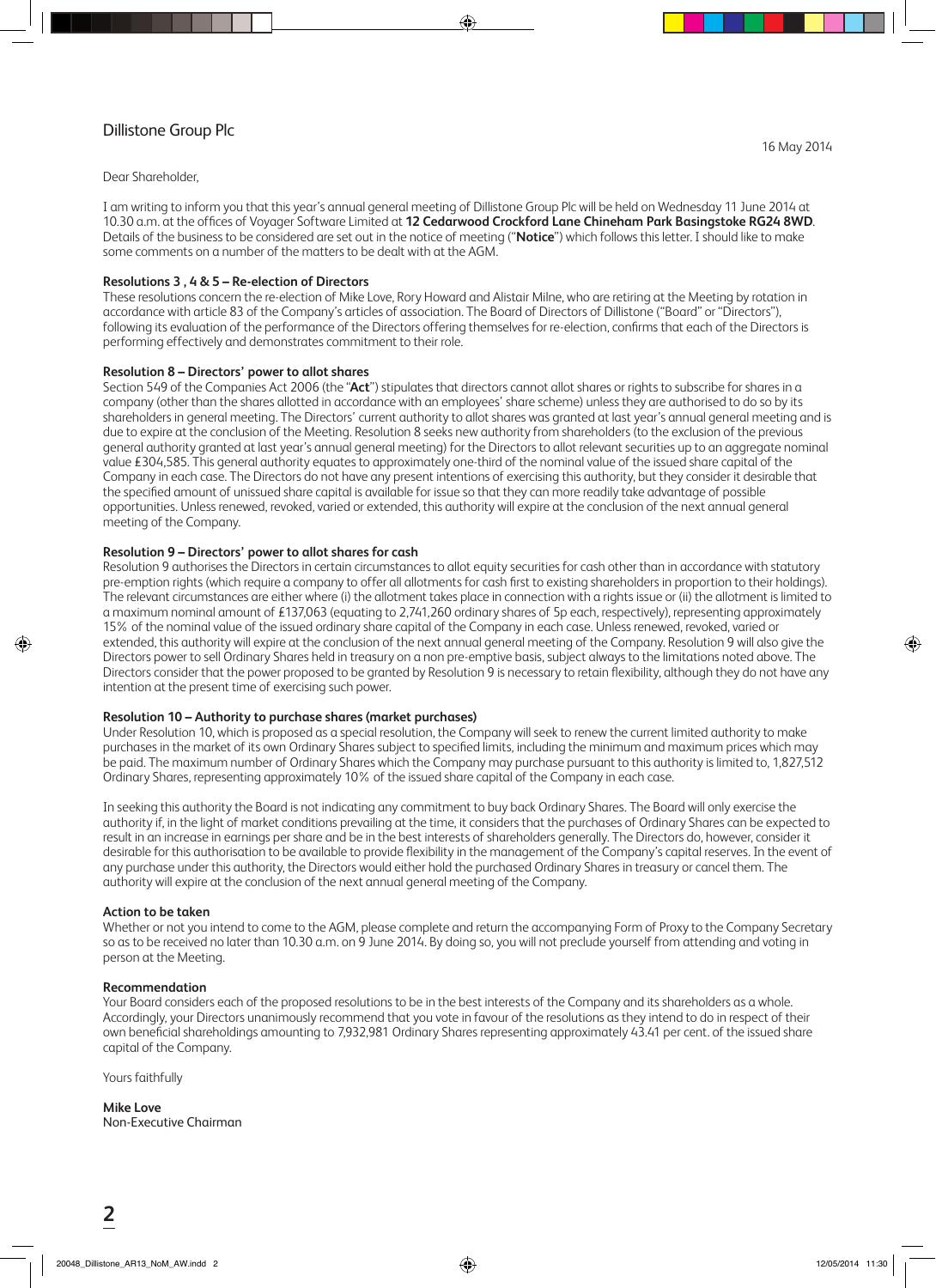Dillistone Group Plc

16 May 2014

Dear Shareholder,

I am writing to inform you that this year's annual general meeting of Dillistone Group Plc will be held on Wednesday 11 June 2014 at 10.30 a.m. at the offices of Voyager Software Limited at **12 Cedarwood Crockford Lane Chineham Park Basingstoke RG24 8WD**. Details of the business to be considered are set out in the notice of meeting ("**Notice**") which follows this letter. I should like to make some comments on a number of the matters to be dealt with at the AGM.

**Resolutions 3 , 4 & 5 – Re-election of Directors**

These resolutions concern the re-election of Mike Love, Rory Howard and Alistair Milne, who are retiring at the Meeting by rotation in accordance with article 83 of the Company's articles of association. The Board of Directors of Dillistone ("Board" or "Directors"), following its evaluation of the performance of the Directors offering themselves for re-election, confirms that each of the Directors is performing effectively and demonstrates commitment to their role.

**Resolution 8 – Directors' power to allot shares**

Section 549 of the Companies Act 2006 (the "**Act**") stipulates that directors cannot allot shares or rights to subscribe for shares in a company (other than the shares allotted in accordance with an employees' share scheme) unless they are authorised to do so by its shareholders in general meeting. The Directors' current authority to allot shares was granted at last year's annual general meeting and is due to expire at the conclusion of the Meeting. Resolution 8 seeks new authority from shareholders (to the exclusion of the previous general authority granted at last year's annual general meeting) for the Directors to allot relevant securities up to an aggregate nominal value £304,585. This general authority equates to approximately one-third of the nominal value of the issued share capital of the Company in each case. The Directors do not have any present intentions of exercising this authority, but they consider it desirable that the specified amount of unissued share capital is available for issue so that they can more readily take advantage of possible opportunities. Unless renewed, revoked, varied or extended, this authority will expire at the conclusion of the next annual general meeting of the Company.

**Resolution 9 – Directors' power to allot shares for cash**

Resolution 9 authorises the Directors in certain circumstances to allot equity securities for cash other than in accordance with statutory pre-emption rights (which require a company to offer all allotments for cash first to existing shareholders in proportion to their holdings). The relevant circumstances are either where (i) the allotment takes place in connection with a rights issue or (ii) the allotment is limited to a maximum nominal amount of £137,063 (equating to 2,741,260 ordinary shares of 5p each, respectively), representing approximately 15% of the nominal value of the issued ordinary share capital of the Company in each case. Unless renewed, revoked, varied or extended, this authority will expire at the conclusion of the next annual general meeting of the Company. Resolution 9 will also give the Directors power to sell Ordinary Shares held in treasury on a non pre-emptive basis, subject always to the limitations noted above. The Directors consider that the power proposed to be granted by Resolution 9 is necessary to retain flexibility, although they do not have any intention at the present time of exercising such power.

**Resolution 10 – Authority to purchase shares (market purchases)**

Under Resolution 10, which is proposed as a special resolution, the Company will seek to renew the current limited authority to make purchases in the market of its own Ordinary Shares subject to specified limits, including the minimum and maximum prices which may be paid. The maximum number of Ordinary Shares which the Company may purchase pursuant to this authority is limited to, 1,827,512 Ordinary Shares, representing approximately 10% of the issued share capital of the Company in each case.

In seeking this authority the Board is not indicating any commitment to buy back Ordinary Shares. The Board will only exercise the authority if, in the light of market conditions prevailing at the time, it considers that the purchases of Ordinary Shares can be expected to result in an increase in earnings per share and be in the best interests of shareholders generally. The Directors do, however, consider it desirable for this authorisation to be available to provide flexibility in the management of the Company's capital reserves. In the event of any purchase under this authority, the Directors would either hold the purchased Ordinary Shares in treasury or cancel them. The authority will expire at the conclusion of the next annual general meeting of the Company.

**Action to be taken**

Whether or not you intend to come to the AGM, please complete and return the accompanying Form of Proxy to the Company Secretary so as to be received no later than 10.30 a.m. on 9 June 2014. By doing so, you will not preclude yourself from attending and voting in person at the Meeting.

**Recommendation**

Your Board considers each of the proposed resolutions to be in the best interests of the Company and its shareholders as a whole. Accordingly, your Directors unanimously recommend that you vote in favour of the resolutions as they intend to do in respect of their own beneficial shareholdings amounting to 7,932,981 Ordinary Shares representing approximately 43.41 per cent. of the issued share capital of the Company.

Yours faithfully

**Mike Love**
Non-Executive Chairman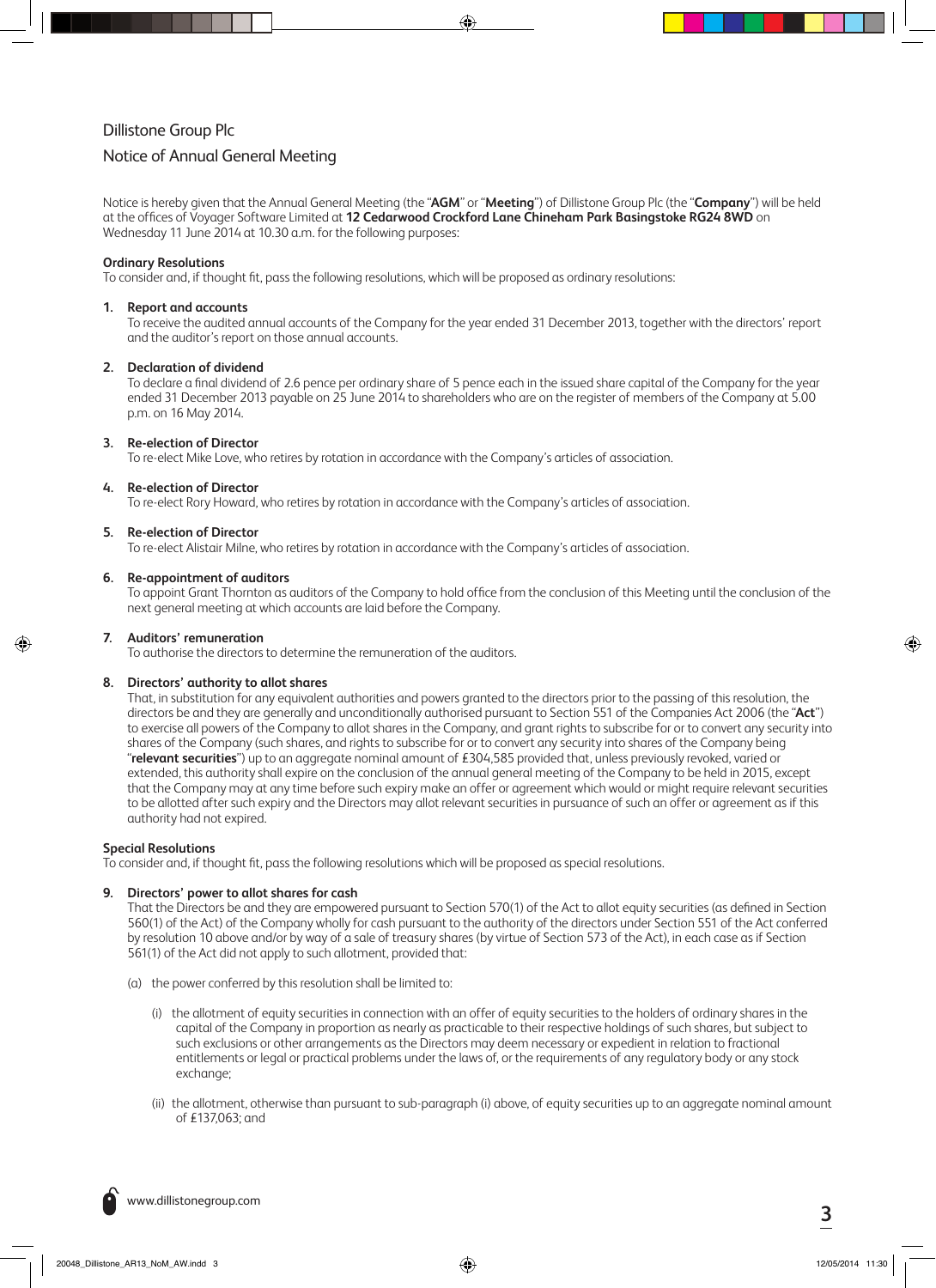# Dillistone Group Plc

## Notice of Annual General Meeting

Notice is hereby given that the Annual General Meeting (the "**AGM**" or "**Meeting**") of Dillistone Group Plc (the "**Company**") will be held at the offices of Voyager Software Limited at **12 Cedarwood Crockford Lane Chineham Park Basingstoke RG24 8WD** on Wednesday 11 June 2014 at 10.30 a.m. for the following purposes:

### Ordinary Resolutions

To consider and, if thought fit, pass the following resolutions, which will be proposed as ordinary resolutions:

**1. Report and accounts**
To receive the audited annual accounts of the Company for the year ended 31 December 2013, together with the directors' report and the auditor's report on those annual accounts.

**2. Declaration of dividend**
To declare a final dividend of 2.6 pence per ordinary share of 5 pence each in the issued share capital of the Company for the year ended 31 December 2013 payable on 25 June 2014 to shareholders who are on the register of members of the Company at 5.00 p.m. on 16 May 2014.

**3. Re-election of Director**
To re-elect Mike Love, who retires by rotation in accordance with the Company's articles of association.

**4. Re-election of Director**
To re-elect Rory Howard, who retires by rotation in accordance with the Company's articles of association.

**5. Re-election of Director**
To re-elect Alistair Milne, who retires by rotation in accordance with the Company's articles of association.

**6. Re-appointment of auditors**
To appoint Grant Thornton as auditors of the Company to hold office from the conclusion of this Meeting until the conclusion of the next general meeting at which accounts are laid before the Company.

**7. Auditors' remuneration**
To authorise the directors to determine the remuneration of the auditors.

**8. Directors' authority to allot shares**
That, in substitution for any equivalent authorities and powers granted to the directors prior to the passing of this resolution, the directors be and they are generally and unconditionally authorised pursuant to Section 551 of the Companies Act 2006 (the "**Act**") to exercise all powers of the Company to allot shares in the Company, and grant rights to subscribe for or to convert any security into shares of the Company (such shares, and rights to subscribe for or to convert any security into shares of the Company being "**relevant securities**") up to an aggregate nominal amount of £304,585 provided that, unless previously revoked, varied or extended, this authority shall expire on the conclusion of the annual general meeting of the Company to be held in 2015, except that the Company may at any time before such expiry make an offer or agreement which would or might require relevant securities to be allotted after such expiry and the Directors may allot relevant securities in pursuance of such an offer or agreement as if this authority had not expired.

### Special Resolutions

To consider and, if thought fit, pass the following resolutions which will be proposed as special resolutions.

**9. Directors' power to allot shares for cash**
That the Directors be and they are empowered pursuant to Section 570(1) of the Act to allot equity securities (as defined in Section 560(1) of the Act) of the Company wholly for cash pursuant to the authority of the directors under Section 551 of the Act conferred by resolution 10 above and/or by way of a sale of treasury shares (by virtue of Section 573 of the Act), in each case as if Section 561(1) of the Act did not apply to such allotment, provided that:

(a) the power conferred by this resolution shall be limited to:

(i) the allotment of equity securities in connection with an offer of equity securities to the holders of ordinary shares in the capital of the Company in proportion as nearly as practicable to their respective holdings of such shares, but subject to such exclusions or other arrangements as the Directors may deem necessary or expedient in relation to fractional entitlements or legal or practical problems under the laws of, or the requirements of any regulatory body or any stock exchange;

(ii) the allotment, otherwise than pursuant to sub-paragraph (i) above, of equity securities up to an aggregate nominal amount of £137,063; and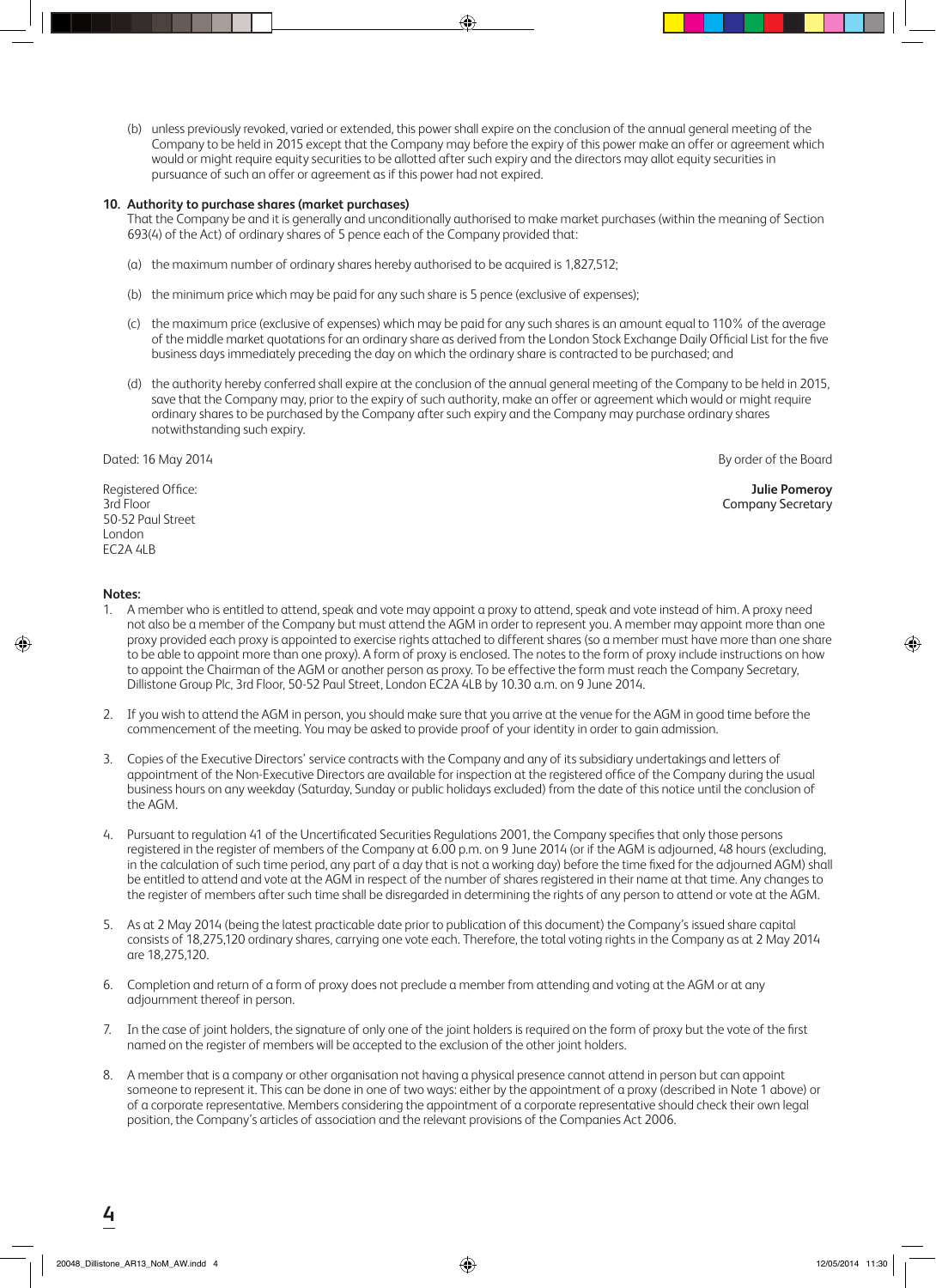(b) unless previously revoked, varied or extended, this power shall expire on the conclusion of the annual general meeting of the Company to be held in 2015 except that the Company may before the expiry of this power make an offer or agreement which would or might require equity securities to be allotted after such expiry and the directors may allot equity securities in pursuance of such an offer or agreement as if this power had not expired.

**10. Authority to purchase shares (market purchases)**

That the Company be and it is generally and unconditionally authorised to make market purchases (within the meaning of Section 693(4) of the Act) of ordinary shares of 5 pence each of the Company provided that:

(a) the maximum number of ordinary shares hereby authorised to be acquired is 1,827,512;

(b) the minimum price which may be paid for any such share is 5 pence (exclusive of expenses);

(c) the maximum price (exclusive of expenses) which may be paid for any such shares is an amount equal to 110% of the average of the middle market quotations for an ordinary share as derived from the London Stock Exchange Daily Official List for the five business days immediately preceding the day on which the ordinary share is contracted to be purchased; and

(d) the authority hereby conferred shall expire at the conclusion of the annual general meeting of the Company to be held in 2015, save that the Company may, prior to the expiry of such authority, make an offer or agreement which would or might require ordinary shares to be purchased by the Company after such expiry and the Company may purchase ordinary shares notwithstanding such expiry.

Dated: 16 May 2014

By order of the Board

**Julie Pomeroy**
Company Secretary

Registered Office:
3rd Floor
50-52 Paul Street
London
EC2A 4LB

**Notes:**

1. A member who is entitled to attend, speak and vote may appoint a proxy to attend, speak and vote instead of him. A proxy need not also be a member of the Company but must attend the AGM in order to represent you. A member may appoint more than one proxy provided each proxy is appointed to exercise rights attached to different shares (so a member must have more than one share to be able to appoint more than one proxy). A form of proxy is enclosed. The notes to the form of proxy include instructions on how to appoint the Chairman of the AGM or another person as proxy. To be effective the form must reach the Company Secretary, Dillistone Group Plc, 3rd Floor, 50-52 Paul Street, London EC2A 4LB by 10.30 a.m. on 9 June 2014.

2. If you wish to attend the AGM in person, you should make sure that you arrive at the venue for the AGM in good time before the commencement of the meeting. You may be asked to provide proof of your identity in order to gain admission.

3. Copies of the Executive Directors' service contracts with the Company and any of its subsidiary undertakings and letters of appointment of the Non-Executive Directors are available for inspection at the registered office of the Company during the usual business hours on any weekday (Saturday, Sunday or public holidays excluded) from the date of this notice until the conclusion of the AGM.

4. Pursuant to regulation 41 of the Uncertificated Securities Regulations 2001, the Company specifies that only those persons registered in the register of members of the Company at 6.00 p.m. on 9 June 2014 (or if the AGM is adjourned, 48 hours (excluding, in the calculation of such time period, any part of a day that is not a working day) before the time fixed for the adjourned AGM) shall be entitled to attend and vote at the AGM in respect of the number of shares registered in their name at that time. Any changes to the register of members after such time shall be disregarded in determining the rights of any person to attend or vote at the AGM.

5. As at 2 May 2014 (being the latest practicable date prior to publication of this document) the Company's issued share capital consists of 18,275,120 ordinary shares, carrying one vote each. Therefore, the total voting rights in the Company as at 2 May 2014 are 18,275,120.

6. Completion and return of a form of proxy does not preclude a member from attending and voting at the AGM or at any adjournment thereof in person.

7. In the case of joint holders, the signature of only one of the joint holders is required on the form of proxy but the vote of the first named on the register of members will be accepted to the exclusion of the other joint holders.

8. A member that is a company or other organisation not having a physical presence cannot attend in person but can appoint someone to represent it. This can be done in one of two ways: either by the appointment of a proxy (described in Note 1 above) or of a corporate representative. Members considering the appointment of a corporate representative should check their own legal position, the Company's articles of association and the relevant provisions of the Companies Act 2006.